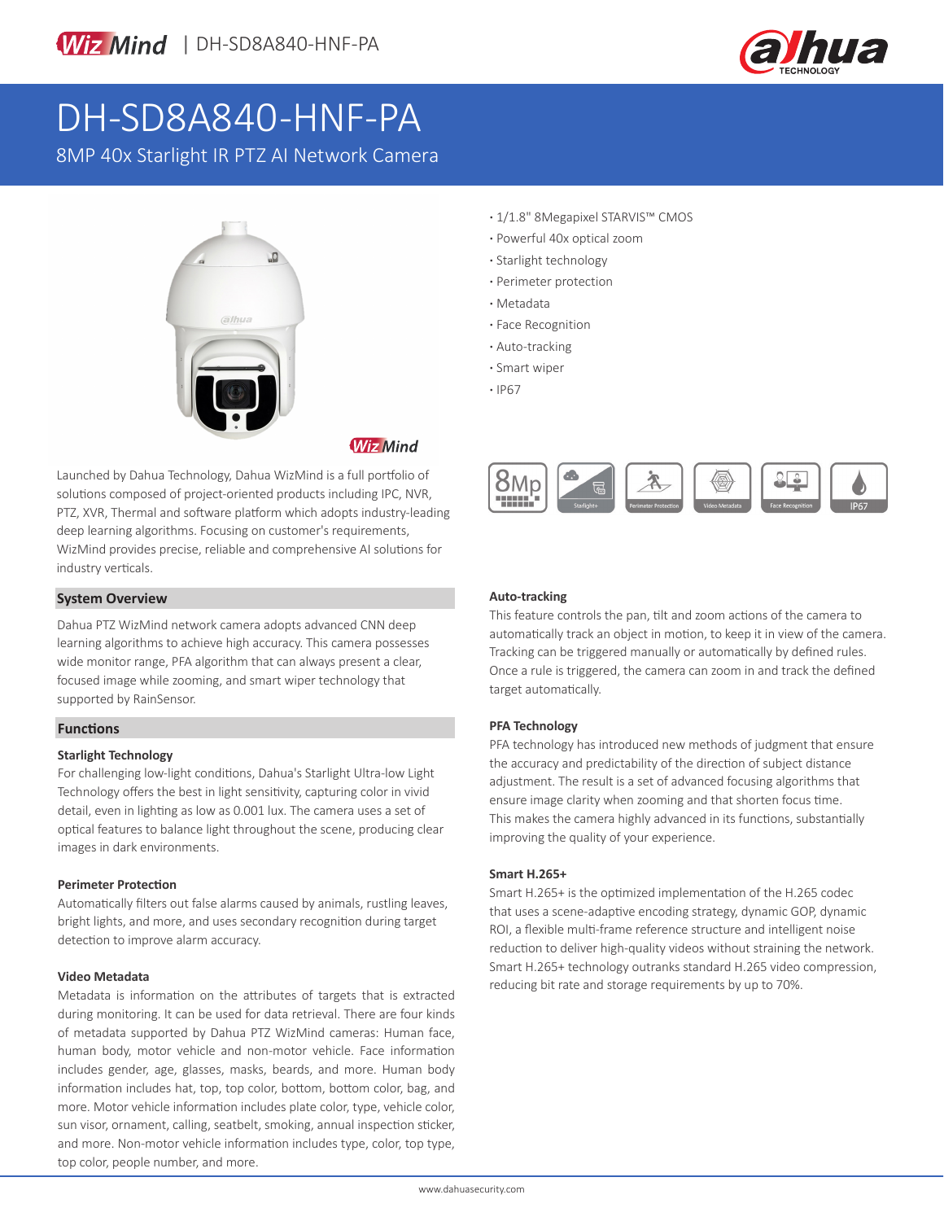# DH-SD8A840-HNF-PA

8MP 40x Starlight IR PTZ AI Network Camera

- 1/1.8" 8Megapixel STARVIS™ CMOS
- Powerful 40x optical zoom
- Starlight technology
- Perimeter protection
- Metadata
- Face Recognition
- Auto-tracking
- Smart wiper
- IP67

Launched by Dahua Technology, Dahua WizMind is a full portfolio of solutions composed of project-oriented products including IPC, NVR, PTZ, XVR, Thermal and software platform which adopts industry-leading deep learning algorithms. Focusing on customer's requirements, WizMind provides precise, reliable and comprehensive AI solutions for industry verticals.

## System Overview

Dahua PTZ WizMind network camera adopts advanced CNN deep learning algorithms to achieve high accuracy. This camera possesses wide monitor range, PFA algorithm that can always present a clear, focused image while zooming, and smart wiper technology that supported by RainSensor.

## Functions

### Starlight Technology

For challenging low-light conditions, Dahua's Starlight Ultra-low Light Technology offers the best in light sensitivity, capturing color in vivid detail, even in lighting as low as 0.001 lux. The camera uses a set of optical features to balance light throughout the scene, producing clear images in dark environments.

### Perimeter Protection

Automatically filters out false alarms caused by animals, rustling leaves, bright lights, and more, and uses secondary recognition during target detection to improve alarm accuracy.

### Video Metadata

Metadata is information on the attributes of targets that is extracted during monitoring. It can be used for data retrieval. There are four kinds of metadata supported by Dahua PTZ WizMind cameras: Human face, human body, motor vehicle and non-motor vehicle. Face information includes gender, age, glasses, masks, beards, and more. Human body information includes hat, top, top color, bottom, bottom color, bag, and more. Motor vehicle information includes plate color, type, vehicle color, sun visor, ornament, calling, seatbelt, smoking, annual inspection sticker, and more. Non-motor vehicle information includes type, color, top type, top color, people number, and more.

### Auto-tracking

This feature controls the pan, tilt and zoom actions of the camera to automatically track an object in motion, to keep it in view of the camera. Tracking can be triggered manually or automatically by defined rules. Once a rule is triggered, the camera can zoom in and track the defined target automatically.

### PFA Technology

PFA technology has introduced new methods of judgment that ensure the accuracy and predictability of the direction of subject distance adjustment. The result is a set of advanced focusing algorithms that ensure image clarity when zooming and that shorten focus time. This makes the camera highly advanced in its functions, substantially improving the quality of your experience.

### Smart H.265+

Smart H.265+ is the optimized implementation of the H.265 codec that uses a scene-adaptive encoding strategy, dynamic GOP, dynamic ROI, a flexible multi-frame reference structure and intelligent noise reduction to deliver high-quality videos without straining the network. Smart H.265+ technology outranks standard H.265 video compression, reducing bit rate and storage requirements by up to 70%.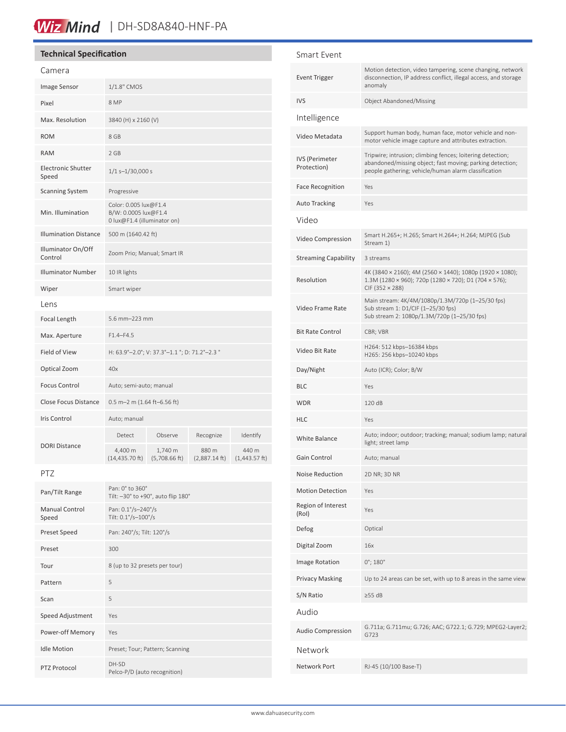## Technical Specification

### Camera

| | |
|---|---|
| Image Sensor | 1/1.8" CMOS |
| Pixel | 8 MP |
| Max. Resolution | 3840 (H) x 2160 (V) |
| ROM | 8 GB |
| RAM | 2 GB |
| Electronic Shutter Speed | 1/1 s–1/30,000 s |
| Scanning System | Progressive |
| Min. Illumination | Color: 0.005 lux@F1.4<br>B/W: 0.0005 lux@F1.4<br>0 lux@F1.4 (illuminator on) |
| Illumination Distance | 500 m (1640.42 ft) |
| Illuminator On/Off Control | Zoom Prio; Manual; Smart IR |
| Illuminator Number | 10 IR lights |
| Wiper | Smart wiper |

### Lens

| | | | | |
|---|---|---|---|---|
| Focal Length | 5.6 mm–223 mm | | | |
| Max. Aperture | F1.4–F4.5 | | | |
| Field of View | H: 63.9°–2.0°; V: 37.3°–1.1 °; D: 71.2°–2.3 ° | | | |
| Optical Zoom | 40x | | | |
| Focus Control | Auto; semi-auto; manual | | | |
| Close Focus Distance | 0.5 m–2 m (1.64 ft–6.56 ft) | | | |
| Iris Control | Auto; manual | | | |
| DORI Distance | Detect | Observe | Recognize | Identify |
| | 4,400 m (14,435.70 ft) | 1,740 m (5,708.66 ft) | 880 m (2,887.14 ft) | 440 m (1,443.57 ft) |

### PTZ

| | |
|---|---|
| Pan/Tilt Range | Pan: 0° to 360°<br>Tilt: –30° to +90°, auto flip 180° |
| Manual Control Speed | Pan: 0.1°/s–240°/s<br>Tilt: 0.1°/s–100°/s |
| Preset Speed | Pan: 240°/s; Tilt: 120°/s |
| Preset | 300 |
| Tour | 8 (up to 32 presets per tour) |
| Pattern | 5 |
| Scan | 5 |
| Speed Adjustment | Yes |
| Power-off Memory | Yes |
| Idle Motion | Preset; Tour; Pattern; Scanning |
| PTZ Protocol | DH-SD<br>Pelco-P/D (auto recognition) |

### Smart Event

| | |
|---|---|
| Event Trigger | Motion detection, video tampering, scene changing, network disconnection, IP address conflict, illegal access, and storage anomaly |
| IVS | Object Abandoned/Missing |

### Intelligence

| | |
|---|---|
| Video Metadata | Support human body, human face, motor vehicle and non-motor vehicle image capture and attributes extraction. |
| IVS (Perimeter Protection) | Tripwire; intrusion; climbing fences; loitering detection; abandoned/missing object; fast moving; parking detection; people gathering; vehicle/human alarm classification |
| Face Recognition | Yes |
| Auto Tracking | Yes |

### Video

| | |
|---|---|
| Video Compression | Smart H.265+; H.265; Smart H.264+; H.264; MJPEG (Sub Stream 1) |
| Streaming Capability | 3 streams |
| Resolution | 4K (3840 × 2160); 4M (2560 × 1440); 1080p (1920 × 1080); 1.3M (1280 × 960); 720p (1280 × 720); D1 (704 × 576); CIF (352 × 288) |
| Video Frame Rate | Main stream: 4K/4M/1080p/1.3M/720p (1–25/30 fps)<br>Sub stream 1: D1/CIF (1–25/30 fps)<br>Sub stream 2: 1080p/1.3M/720p (1–25/30 fps) |
| Bit Rate Control | CBR; VBR |
| Video Bit Rate | H264: 512 kbps–16384 kbps<br>H265: 256 kbps–10240 kbps |
| Day/Night | Auto (ICR); Color; B/W |
| BLC | Yes |
| WDR | 120 dB |
| HLC | Yes |
| White Balance | Auto; indoor; outdoor; tracking; manual; sodium lamp; natural light; street lamp |
| Gain Control | Auto; manual |
| Noise Reduction | 2D NR; 3D NR |
| Motion Detection | Yes |
| Region of Interest (RoI) | Yes |
| Defog | Optical |
| Digital Zoom | 16x |
| Image Rotation | 0°; 180° |
| Privacy Masking | Up to 24 areas can be set, with up to 8 areas in the same view |
| S/N Ratio | ≥55 dB |

### Audio

| | |
|---|---|
| Audio Compression | G.711a; G.711mu; G.726; AAC; G722.1; G.729; MPEG2-Layer2; G723 |

### Network

| | |
|---|---|
| Network Port | RJ-45 (10/100 Base-T) |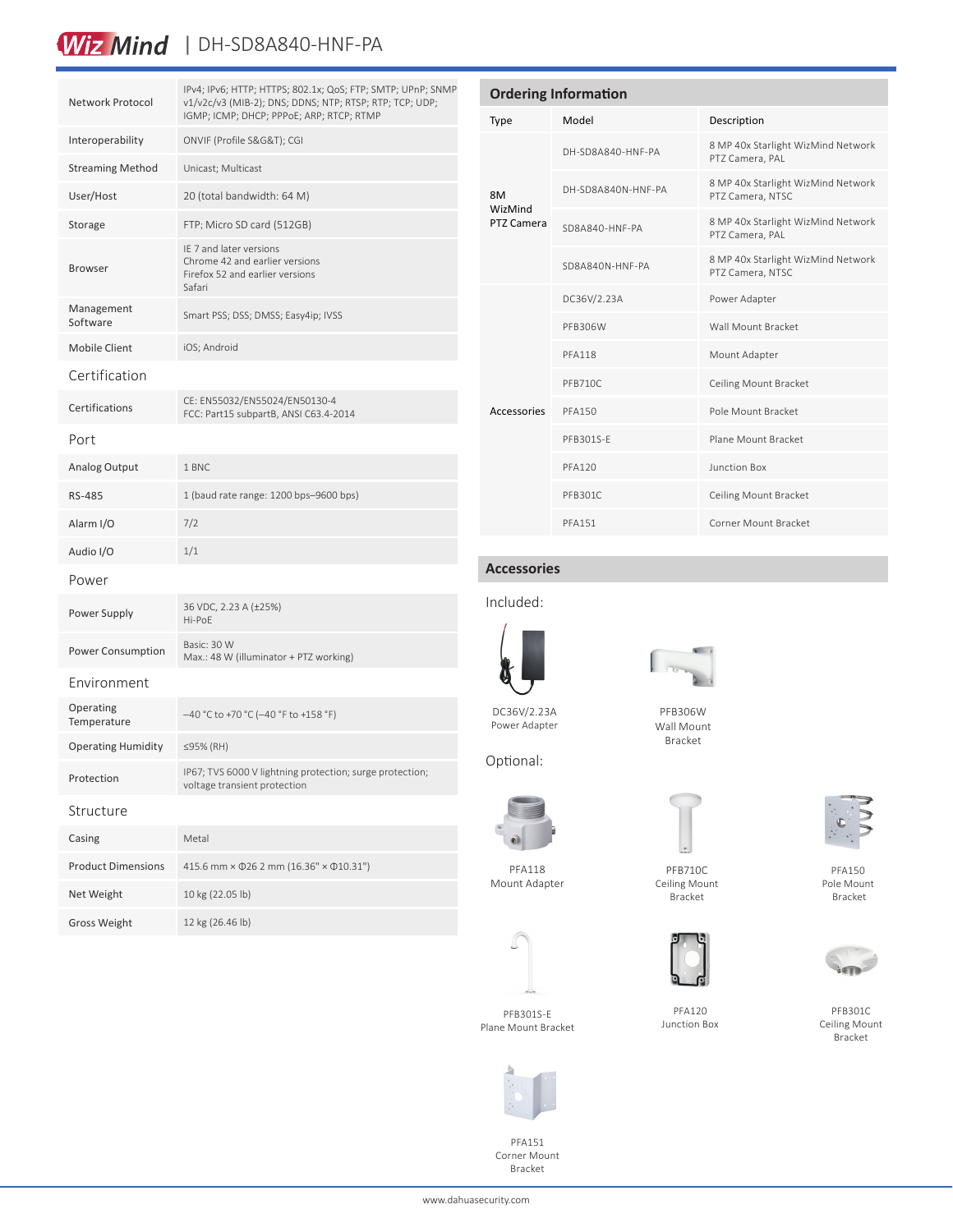| | |
|---|---|
| Network Protocol | IPv4; IPv6; HTTP; HTTPS; 802.1x; QoS; FTP; SMTP; UPnP; SNMP v1/v2c/v3 (MIB-2); DNS; DDNS; NTP; RTSP; RTP; TCP; UDP; IGMP; ICMP; DHCP; PPPoE; ARP; RTCP; RTMP |
| Interoperability | ONVIF (Profile S&G&T); CGI |
| Streaming Method | Unicast; Multicast |
| User/Host | 20 (total bandwidth: 64 M) |
| Storage | FTP; Micro SD card (512GB) |
| Browser | IE 7 and later versions<br>Chrome 42 and earlier versions<br>Firefox 52 and earlier versions<br>Safari |
| Management Software | Smart PSS; DSS; DMSS; Easy4ip; IVSS |
| Mobile Client | iOS; Android |
| **Certification** | |
| Certifications | CE: EN55032/EN55024/EN50130-4<br>FCC: Part15 subpartB, ANSI C63.4-2014 |
| **Port** | |
| Analog Output | 1 BNC |
| RS-485 | 1 (baud rate range: 1200 bps–9600 bps) |
| Alarm I/O | 7/2 |
| Audio I/O | 1/1 |
| **Power** | |
| Power Supply | 36 VDC, 2.23 A (±25%)<br>Hi-PoE |
| Power Consumption | Basic: 30 W<br>Max.: 48 W (illuminator + PTZ working) |
| **Environment** | |
| Operating Temperature | –40 °C to +70 °C (–40 °F to +158 °F) |
| Operating Humidity | ≤95% (RH) |
| Protection | IP67; TVS 6000 V lightning protection; surge protection; voltage transient protection |
| **Structure** | |
| Casing | Metal |
| Product Dimensions | 415.6 mm × Φ26 2 mm (16.36" × Φ10.31") |
| Net Weight | 10 kg (22.05 lb) |
| Gross Weight | 12 kg (26.46 lb) |

## Ordering Information

| Type | Model | Description |
|---|---|---|
| 8M WizMind PTZ Camera | DH-SD8A840-HNF-PA | 8 MP 40x Starlight WizMind Network PTZ Camera, PAL |
| | DH-SD8A840N-HNF-PA | 8 MP 40x Starlight WizMind Network PTZ Camera, NTSC |
| | SD8A840-HNF-PA | 8 MP 40x Starlight WizMind Network PTZ Camera, PAL |
| | SD8A840N-HNF-PA | 8 MP 40x Starlight WizMind Network PTZ Camera, NTSC |
| Accessories | DC36V/2.23A | Power Adapter |
| | PFB306W | Wall Mount Bracket |
| | PFA118 | Mount Adapter |
| | PFB710C | Ceiling Mount Bracket |
| | PFA150 | Pole Mount Bracket |
| | PFB301S-E | Plane Mount Bracket |
| | PFA120 | Junction Box |
| | PFB301C | Ceiling Mount Bracket |
| | PFA151 | Corner Mount Bracket |

## Accessories

Included:

DC36V/2.23A Power Adapter

PFB306W Wall Mount Bracket

Optional:

PFA118 Mount Adapter

PFB710C Ceiling Mount Bracket

PFA150 Pole Mount Bracket

PFB301S-E Plane Mount Bracket

PFA120 Junction Box

PFB301C Ceiling Mount Bracket

PFA151 Corner Mount Bracket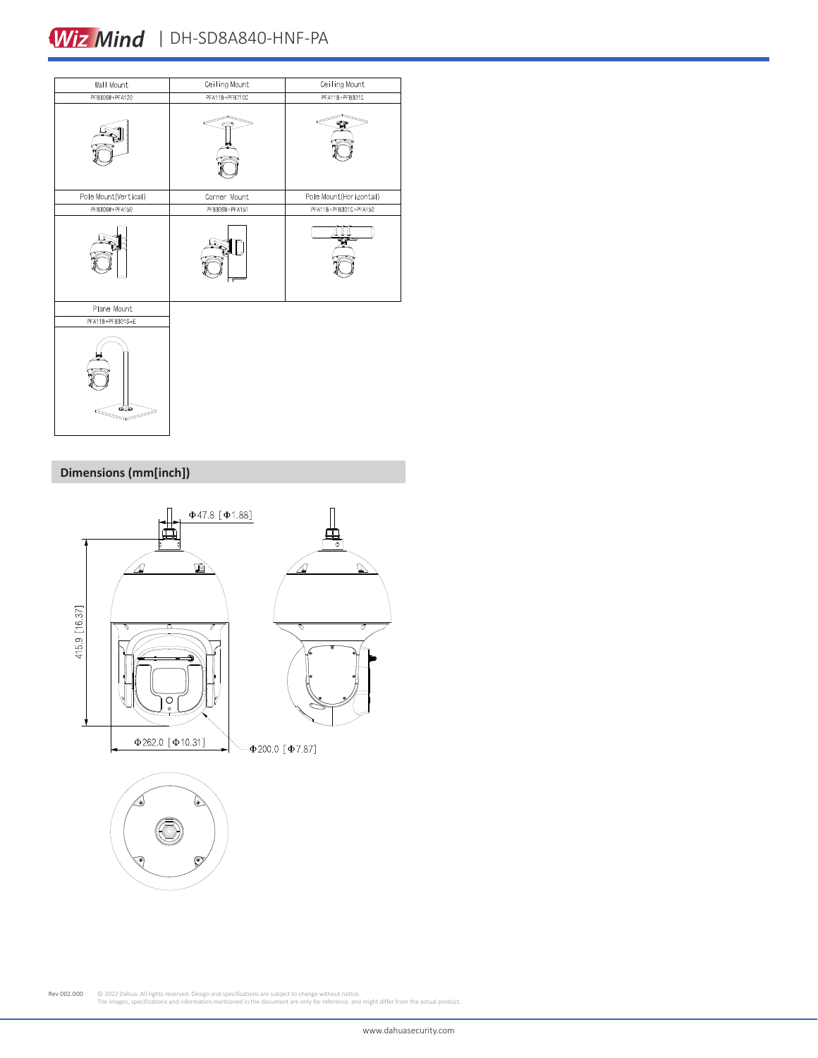| Wall Mount | Ceiling Mount | Ceiling Mount |
| --- | --- | --- |
| PFB306W+PFA120 | PFA118+PFB710C | PFA118+PFB301C |
| Pole Mount(Vertical) | Corner Mount | Pole Mount(Horizontal) |
| PFB306W+PFA150 | PFB306W+PFA151 | PFA118+PFB301C+PFA150 |
| Plane Mount | | |
| PFA118+PFB301S-E | | |

## Dimensions (mm[inch])

Φ47.8 [Φ1.88]

415.9 [16.37]

Φ262.0 [Φ10.31]

Φ200.0 [Φ7.87]

Rev 002.000 © 2022 Dahua. All rights reserved. Design and specifications are subject to change without notice.
The images, specifications and information mentioned in the document are only for reference, and might differ from the actual product.